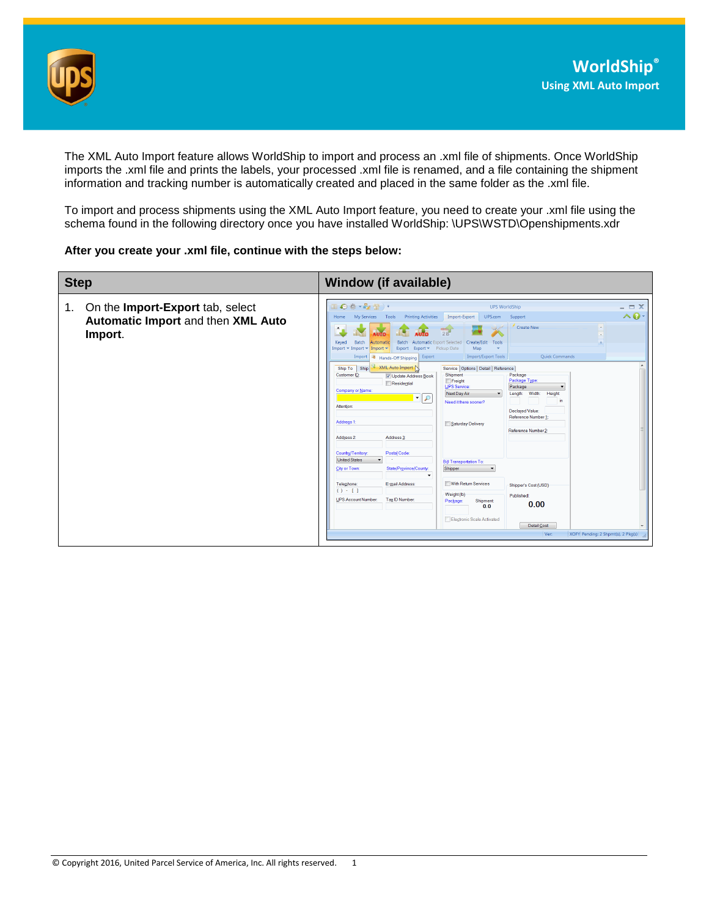# WorldShip®

## Using XML Auto Import

The XML Auto Import feature allows WorldShip to import and process an .xml file of shipments. Once WorldShip imports the .xml file and prints the labels, your processed .xml file is renamed, and a file containing the shipment information and tracking number is automatically created and placed in the same folder as the .xml file.

To import and process shipments using the XML Auto Import feature, you need to create your .xml file using the schema found in the following directory once you have installed WorldShip: \UPS\WSTD\Openshipments.xdr

**After you create your .xml file, continue with the steps below:**

| Step | Window (if available) |
|---|---|
| 1. On the **Import-Export** tab, select **Automatic Import** and then **XML Auto Import**. | |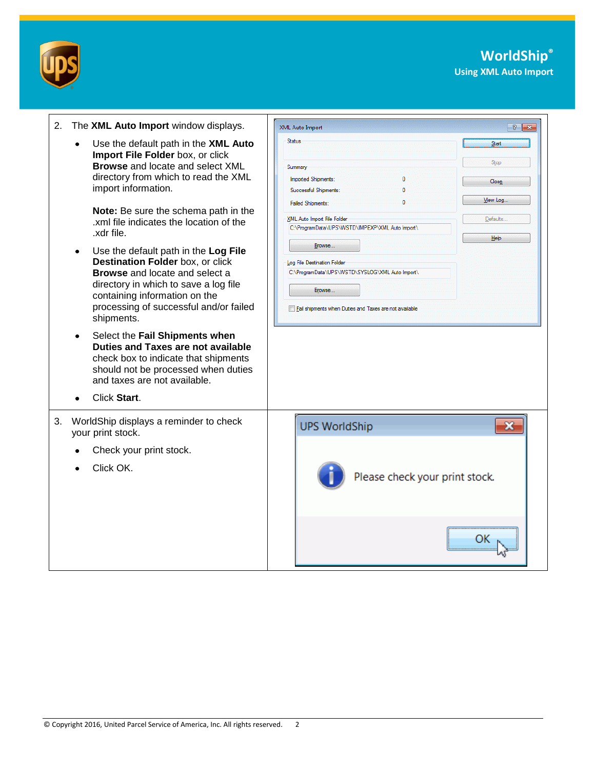2. The **XML Auto Import** window displays.

   - Use the default path in the **XML Auto Import File Folder** box, or click **Browse** and locate and select XML directory from which to read the XML import information.

     **Note:** Be sure the schema path in the .xml file indicates the location of the .xdr file.

   - Use the default path in the **Log File Destination Folder** box, or click **Browse** and locate and select a directory in which to save a log file containing information on the processing of successful and/or failed shipments.

   - Select the **Fail Shipments when Duties and Taxes are not available** check box to indicate that shipments should not be processed when duties and taxes are not available.

   - Click **Start**.

3. WorldShip displays a reminder to check your print stock.

   - Check your print stock.

   - Click OK.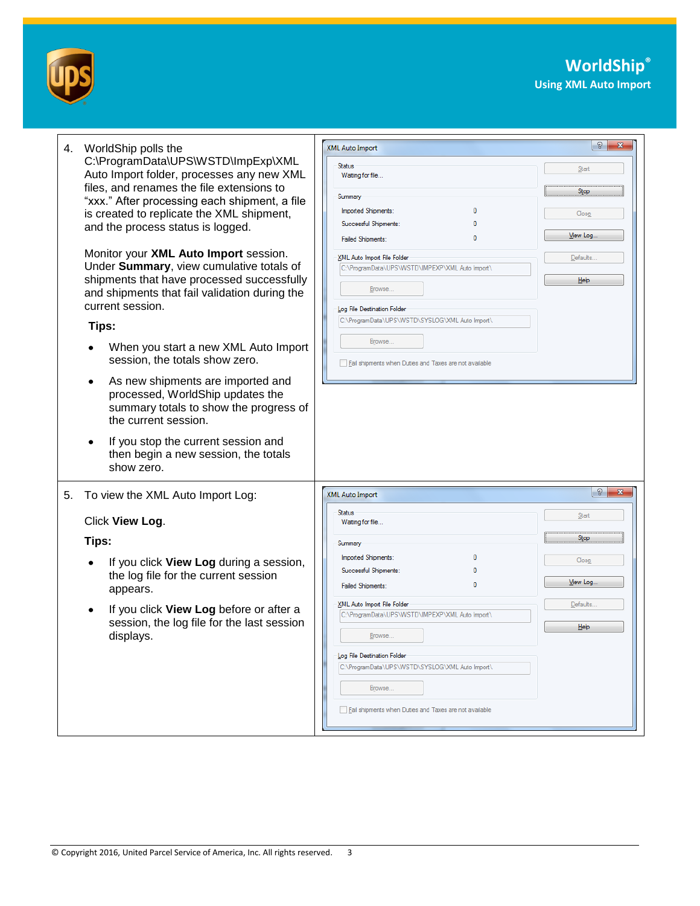4. WorldShip polls the C:\ProgramData\UPS\WSTD\ImpExp\XML Auto Import folder, processes any new XML files, and renames the file extensions to "xxx." After processing each shipment, a file is created to replicate the XML shipment, and the process status is logged.

   Monitor your **XML Auto Import** session. Under **Summary**, view cumulative totals of shipments that have processed successfully and shipments that fail validation during the current session.

   **Tips:**

   - When you start a new XML Auto Import session, the totals show zero.
   - As new shipments are imported and processed, WorldShip updates the summary totals to show the progress of the current session.
   - If you stop the current session and then begin a new session, the totals show zero.

5. To view the XML Auto Import Log:

   Click **View Log**.

   **Tips:**

   - If you click **View Log** during a session, the log file for the current session appears.
   - If you click **View Log** before or after a session, the log file for the last session displays.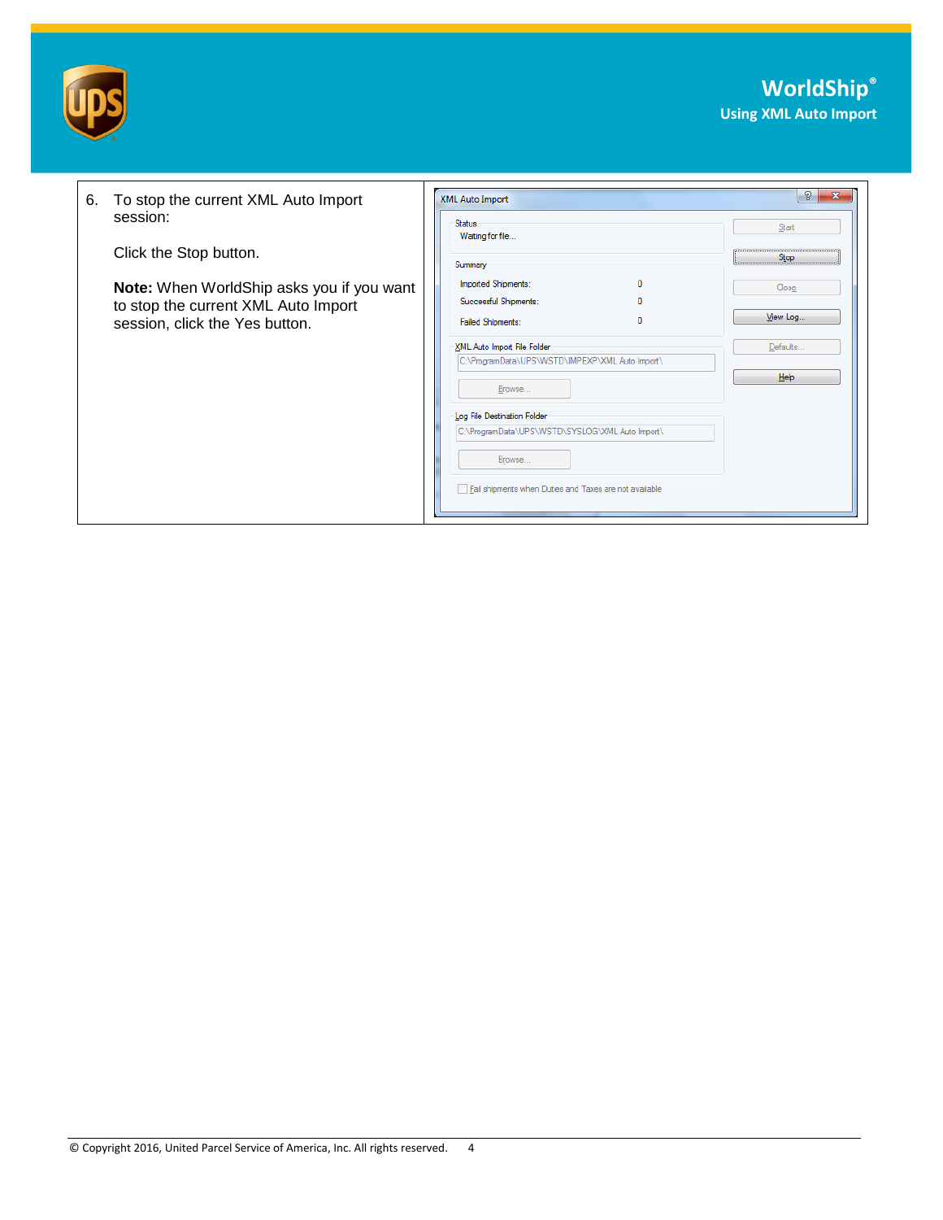6. To stop the current XML Auto Import session:

   Click the Stop button.

   **Note:** When WorldShip asks you if you want to stop the current XML Auto Import session, click the Yes button.

© Copyright 2016, United Parcel Service of America, Inc. All rights reserved.